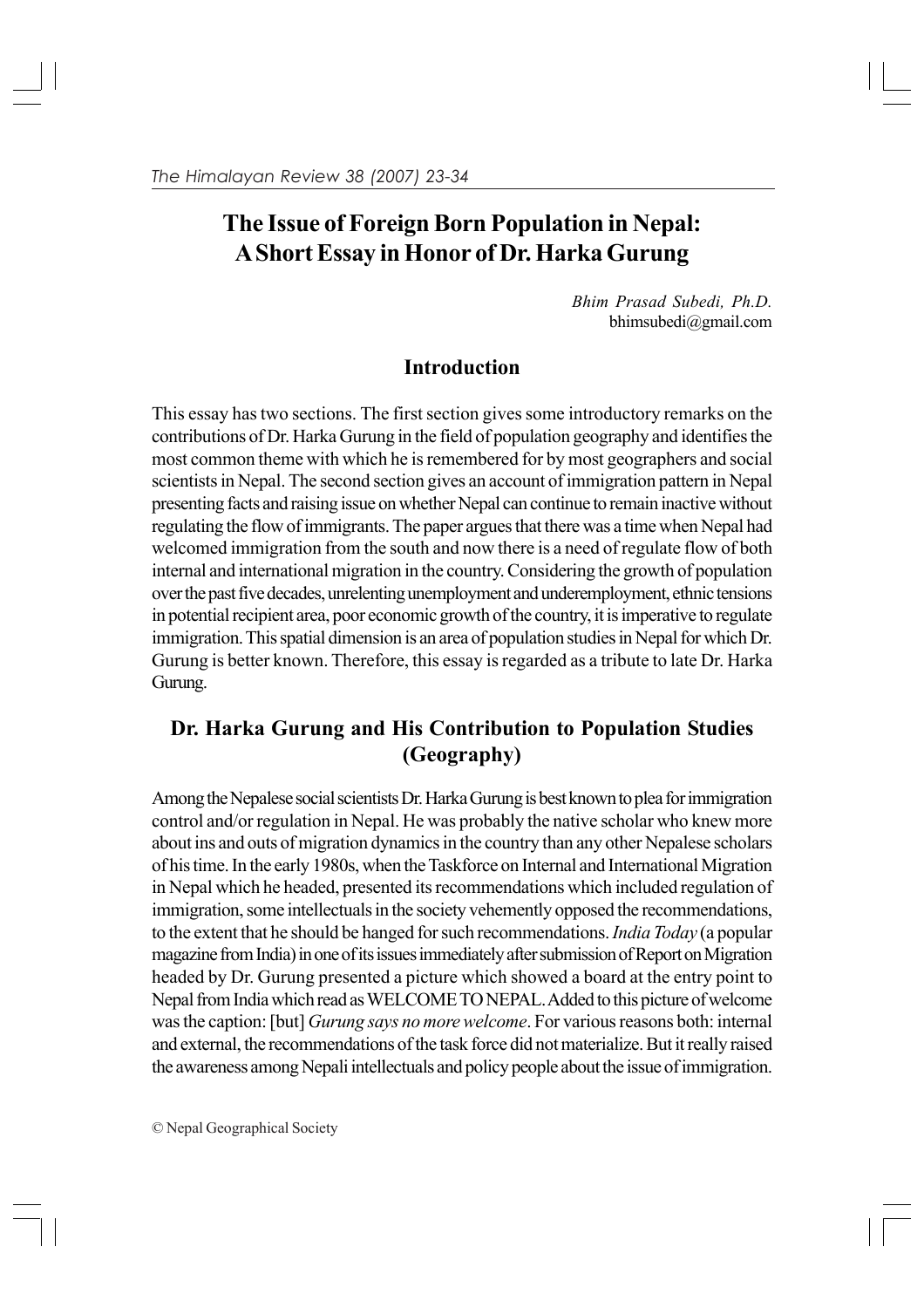# The Issue of Foreign Born Population in Nepal: A Short Essay in Honor of Dr. Harka Gurung

*Bhim Prasad Subedi, Ph.D.*
bhimsubedi@gmail.com

## Introduction

This essay has two sections. The first section gives some introductory remarks on the contributions of Dr. Harka Gurung in the field of population geography and identifies the most common theme with which he is remembered for by most geographers and social scientists in Nepal. The second section gives an account of immigration pattern in Nepal presenting facts and raising issue on whether Nepal can continue to remain inactive without regulating the flow of immigrants. The paper argues that there was a time when Nepal had welcomed immigration from the south and now there is a need of regulate flow of both internal and international migration in the country. Considering the growth of population over the past five decades, unrelenting unemployment and underemployment, ethnic tensions in potential recipient area, poor economic growth of the country, it is imperative to regulate immigration. This spatial dimension is an area of population studies in Nepal for which Dr. Gurung is better known. Therefore, this essay is regarded as a tribute to late Dr. Harka Gurung.

## Dr. Harka Gurung and His Contribution to Population Studies (Geography)

Among the Nepalese social scientists Dr. Harka Gurung is best known to plea for immigration control and/or regulation in Nepal. He was probably the native scholar who knew more about ins and outs of migration dynamics in the country than any other Nepalese scholars of his time. In the early 1980s, when the Taskforce on Internal and International Migration in Nepal which he headed, presented its recommendations which included regulation of immigration, some intellectuals in the society vehemently opposed the recommendations, to the extent that he should be hanged for such recommendations. *India Today* (a popular magazine from India) in one of its issues immediately after submission of Report on Migration headed by Dr. Gurung presented a picture which showed a board at the entry point to Nepal from India which read as WELCOME TO NEPAL. Added to this picture of welcome was the caption: [but] *Gurung says no more welcome*. For various reasons both: internal and external, the recommendations of the task force did not materialize. But it really raised the awareness among Nepali intellectuals and policy people about the issue of immigration.

© Nepal Geographical Society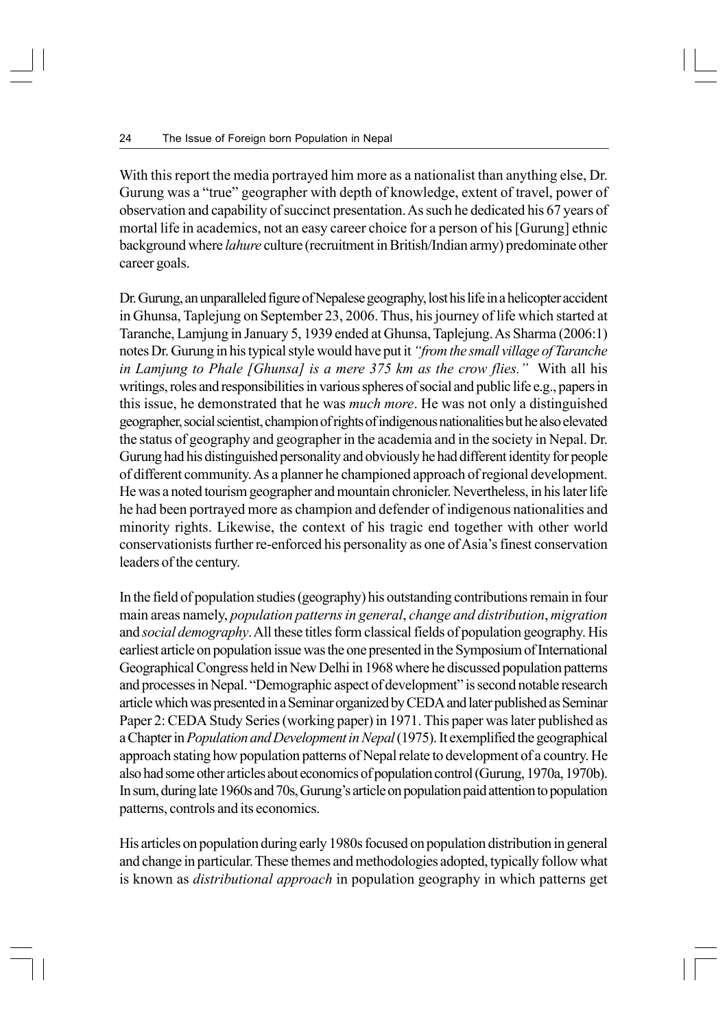With this report the media portrayed him more as a nationalist than anything else, Dr. Gurung was a "true" geographer with depth of knowledge, extent of travel, power of observation and capability of succinct presentation. As such he dedicated his 67 years of mortal life in academics, not an easy career choice for a person of his [Gurung] ethnic background where *lahure* culture (recruitment in British/Indian army) predominate other career goals.

Dr. Gurung, an unparalleled figure of Nepalese geography, lost his life in a helicopter accident in Ghunsa, Taplejung on September 23, 2006. Thus, his journey of life which started at Taranche, Lamjung in January 5, 1939 ended at Ghunsa, Taplejung. As Sharma (2006:1) notes Dr. Gurung in his typical style would have put it *"from the small village of Taranche in Lamjung to Phale [Ghunsa] is a mere 375 km as the crow flies."* With all his writings, roles and responsibilities in various spheres of social and public life e.g., papers in this issue, he demonstrated that he was *much more*. He was not only a distinguished geographer, social scientist, champion of rights of indigenous nationalities but he also elevated the status of geography and geographer in the academia and in the society in Nepal. Dr. Gurung had his distinguished personality and obviously he had different identity for people of different community. As a planner he championed approach of regional development. He was a noted tourism geographer and mountain chronicler. Nevertheless, in his later life he had been portrayed more as champion and defender of indigenous nationalities and minority rights. Likewise, the context of his tragic end together with other world conservationists further re-enforced his personality as one of Asia's finest conservation leaders of the century.

In the field of population studies (geography) his outstanding contributions remain in four main areas namely, *population patterns in general*, *change and distribution*, *migration* and *social demography*. All these titles form classical fields of population geography. His earliest article on population issue was the one presented in the Symposium of International Geographical Congress held in New Delhi in 1968 where he discussed population patterns and processes in Nepal. "Demographic aspect of development" is second notable research article which was presented in a Seminar organized by CEDA and later published as Seminar Paper 2: CEDA Study Series (working paper) in 1971. This paper was later published as a Chapter in *Population and Development in Nepal* (1975). It exemplified the geographical approach stating how population patterns of Nepal relate to development of a country. He also had some other articles about economics of population control (Gurung, 1970a, 1970b). In sum, during late 1960s and 70s, Gurung's article on population paid attention to population patterns, controls and its economics.

His articles on population during early 1980s focused on population distribution in general and change in particular. These themes and methodologies adopted, typically follow what is known as *distributional approach* in population geography in which patterns get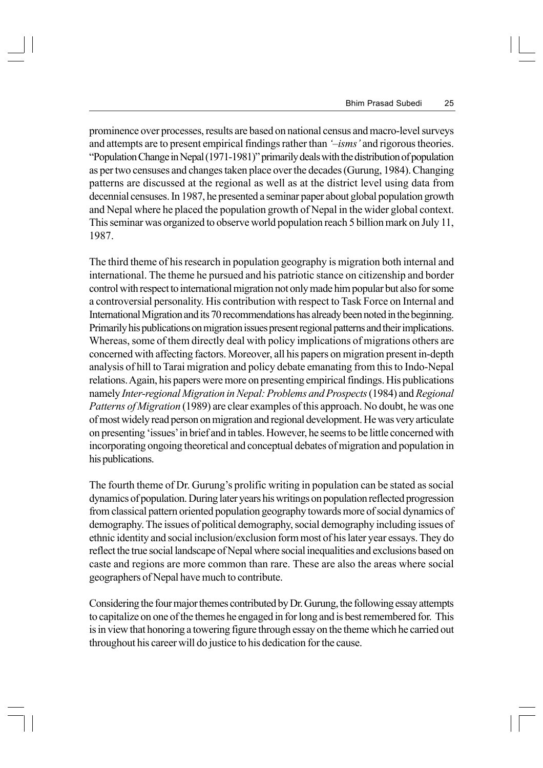prominence over processes, results are based on national census and macro-level surveys and attempts are to present empirical findings rather than *'–isms'* and rigorous theories. "Population Change in Nepal (1971-1981)" primarily deals with the distribution of population as per two censuses and changes taken place over the decades (Gurung, 1984). Changing patterns are discussed at the regional as well as at the district level using data from decennial censuses. In 1987, he presented a seminar paper about global population growth and Nepal where he placed the population growth of Nepal in the wider global context. This seminar was organized to observe world population reach 5 billion mark on July 11, 1987.

The third theme of his research in population geography is migration both internal and international. The theme he pursued and his patriotic stance on citizenship and border control with respect to international migration not only made him popular but also for some a controversial personality. His contribution with respect to Task Force on Internal and International Migration and its 70 recommendations has already been noted in the beginning. Primarily his publications on migration issues present regional patterns and their implications. Whereas, some of them directly deal with policy implications of migrations others are concerned with affecting factors. Moreover, all his papers on migration present in-depth analysis of hill to Tarai migration and policy debate emanating from this to Indo-Nepal relations. Again, his papers were more on presenting empirical findings. His publications namely *Inter-regional Migration in Nepal: Problems and Prospects* (1984) and *Regional Patterns of Migration* (1989) are clear examples of this approach. No doubt, he was one of most widely read person on migration and regional development. He was very articulate on presenting 'issues' in brief and in tables. However, he seems to be little concerned with incorporating ongoing theoretical and conceptual debates of migration and population in his publications.

The fourth theme of Dr. Gurung's prolific writing in population can be stated as social dynamics of population. During later years his writings on population reflected progression from classical pattern oriented population geography towards more of social dynamics of demography. The issues of political demography, social demography including issues of ethnic identity and social inclusion/exclusion form most of his later year essays. They do reflect the true social landscape of Nepal where social inequalities and exclusions based on caste and regions are more common than rare. These are also the areas where social geographers of Nepal have much to contribute.

Considering the four major themes contributed by Dr. Gurung, the following essay attempts to capitalize on one of the themes he engaged in for long and is best remembered for. This is in view that honoring a towering figure through essay on the theme which he carried out throughout his career will do justice to his dedication for the cause.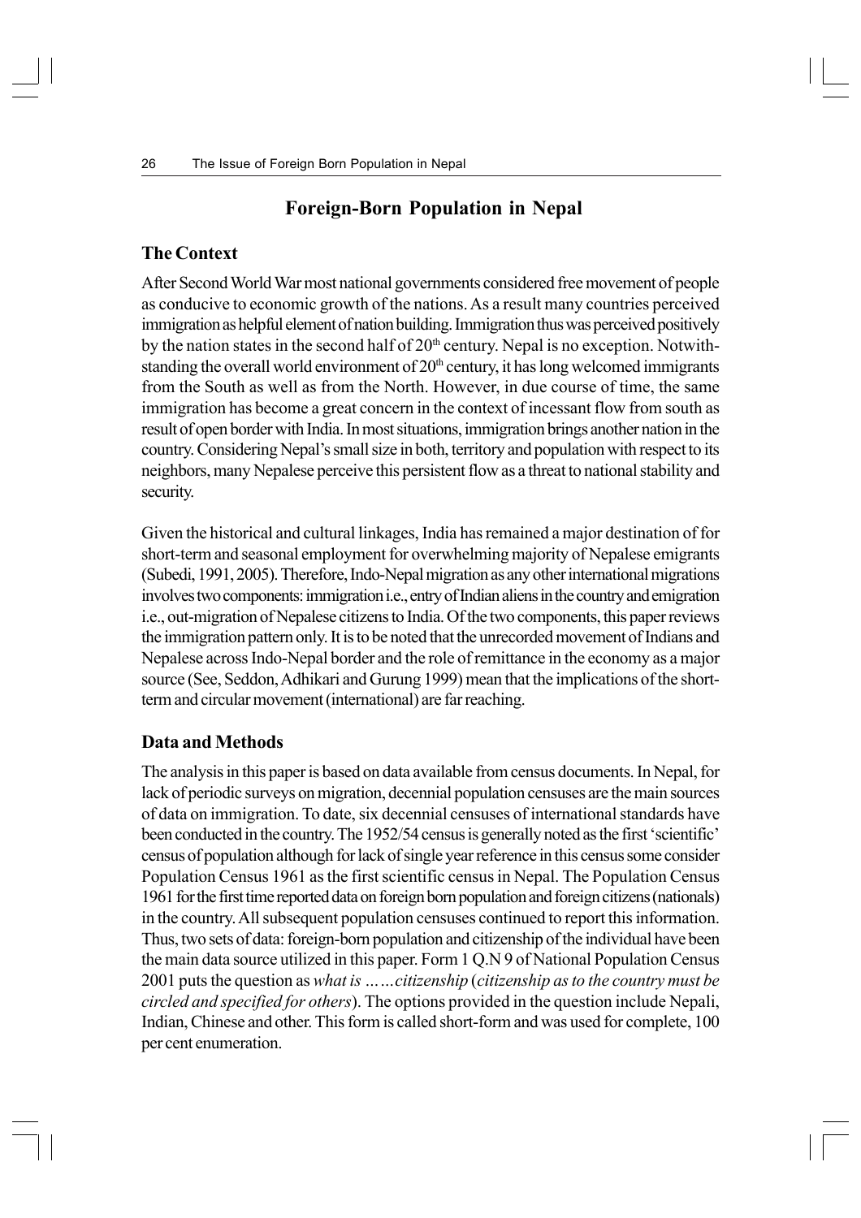## Foreign-Born Population in Nepal

### The Context

After Second World War most national governments considered free movement of people as conducive to economic growth of the nations. As a result many countries perceived immigration as helpful element of nation building. Immigration thus was perceived positively by the nation states in the second half of 20th century. Nepal is no exception. Notwithstanding the overall world environment of 20th century, it has long welcomed immigrants from the South as well as from the North. However, in due course of time, the same immigration has become a great concern in the context of incessant flow from south as result of open border with India. In most situations, immigration brings another nation in the country. Considering Nepal's small size in both, territory and population with respect to its neighbors, many Nepalese perceive this persistent flow as a threat to national stability and security.

Given the historical and cultural linkages, India has remained a major destination of for short-term and seasonal employment for overwhelming majority of Nepalese emigrants (Subedi, 1991, 2005). Therefore, Indo-Nepal migration as any other international migrations involves two components: immigration i.e., entry of Indian aliens in the country and emigration i.e., out-migration of Nepalese citizens to India. Of the two components, this paper reviews the immigration pattern only. It is to be noted that the unrecorded movement of Indians and Nepalese across Indo-Nepal border and the role of remittance in the economy as a major source (See, Seddon, Adhikari and Gurung 1999) mean that the implications of the short-term and circular movement (international) are far reaching.

### Data and Methods

The analysis in this paper is based on data available from census documents. In Nepal, for lack of periodic surveys on migration, decennial population censuses are the main sources of data on immigration. To date, six decennial censuses of international standards have been conducted in the country. The 1952/54 census is generally noted as the first 'scientific' census of population although for lack of single year reference in this census some consider Population Census 1961 as the first scientific census in Nepal. The Population Census 1961 for the first time reported data on foreign born population and foreign citizens (nationals) in the country. All subsequent population censuses continued to report this information. Thus, two sets of data: foreign-born population and citizenship of the individual have been the main data source utilized in this paper. Form 1 Q.N 9 of National Population Census 2001 puts the question as *what is ……citizenship* (*citizenship as to the country must be circled and specified for others*). The options provided in the question include Nepali, Indian, Chinese and other. This form is called short-form and was used for complete, 100 per cent enumeration.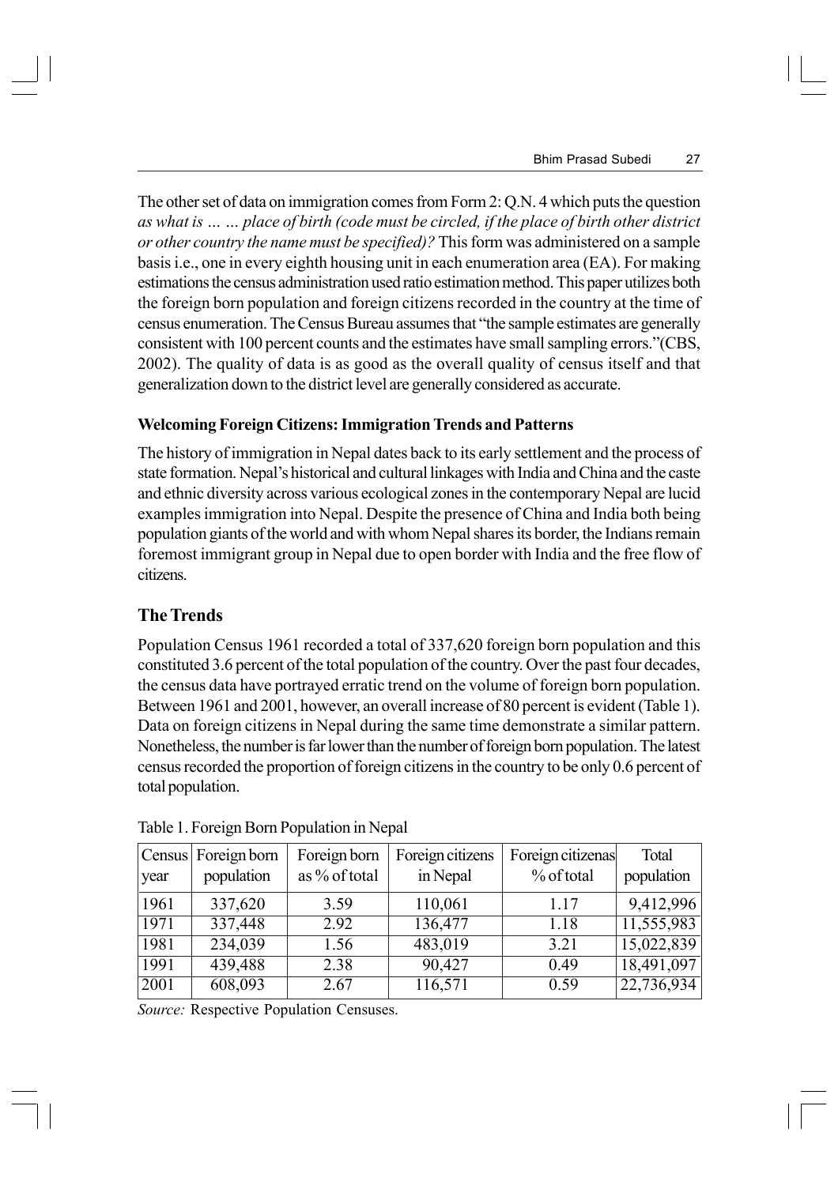The other set of data on immigration comes from Form 2: Q.N. 4 which puts the question *as what is … … place of birth (code must be circled, if the place of birth other district or other country the name must be specified)?* This form was administered on a sample basis i.e., one in every eighth housing unit in each enumeration area (EA). For making estimations the census administration used ratio estimation method. This paper utilizes both the foreign born population and foreign citizens recorded in the country at the time of census enumeration. The Census Bureau assumes that "the sample estimates are generally consistent with 100 percent counts and the estimates have small sampling errors."(CBS, 2002). The quality of data is as good as the overall quality of census itself and that generalization down to the district level are generally considered as accurate.

**Welcoming Foreign Citizens: Immigration Trends and Patterns**

The history of immigration in Nepal dates back to its early settlement and the process of state formation. Nepal's historical and cultural linkages with India and China and the caste and ethnic diversity across various ecological zones in the contemporary Nepal are lucid examples immigration into Nepal. Despite the presence of China and India both being population giants of the world and with whom Nepal shares its border, the Indians remain foremost immigrant group in Nepal due to open border with India and the free flow of citizens.

## The Trends

Population Census 1961 recorded a total of 337,620 foreign born population and this constituted 3.6 percent of the total population of the country. Over the past four decades, the census data have portrayed erratic trend on the volume of foreign born population. Between 1961 and 2001, however, an overall increase of 80 percent is evident (Table 1). Data on foreign citizens in Nepal during the same time demonstrate a similar pattern. Nonetheless, the number is far lower than the number of foreign born population. The latest census recorded the proportion of foreign citizens in the country to be only 0.6 percent of total population.

Table 1. Foreign Born Population in Nepal

| Census year | Foreign born population | Foreign born as % of total | Foreign citizens in Nepal | Foreign citizenas % of total | Total population |
|---|---|---|---|---|---|
| 1961 | 337,620 | 3.59 | 110,061 | 1.17 | 9,412,996 |
| 1971 | 337,448 | 2.92 | 136,477 | 1.18 | 11,555,983 |
| 1981 | 234,039 | 1.56 | 483,019 | 3.21 | 15,022,839 |
| 1991 | 439,488 | 2.38 | 90,427 | 0.49 | 18,491,097 |
| 2001 | 608,093 | 2.67 | 116,571 | 0.59 | 22,736,934 |

*Source:* Respective Population Censuses.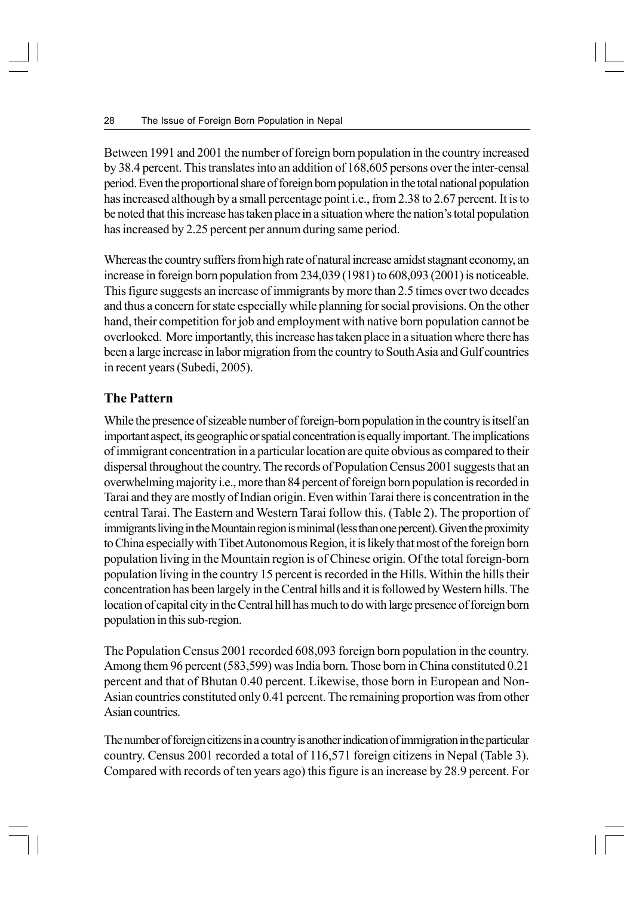Between 1991 and 2001 the number of foreign born population in the country increased by 38.4 percent. This translates into an addition of 168,605 persons over the inter-censal period. Even the proportional share of foreign born population in the total national population has increased although by a small percentage point i.e., from 2.38 to 2.67 percent. It is to be noted that this increase has taken place in a situation where the nation's total population has increased by 2.25 percent per annum during same period.

Whereas the country suffers from high rate of natural increase amidst stagnant economy, an increase in foreign born population from 234,039 (1981) to 608,093 (2001) is noticeable. This figure suggests an increase of immigrants by more than 2.5 times over two decades and thus a concern for state especially while planning for social provisions. On the other hand, their competition for job and employment with native born population cannot be overlooked. More importantly, this increase has taken place in a situation where there has been a large increase in labor migration from the country to South Asia and Gulf countries in recent years (Subedi, 2005).

## The Pattern

While the presence of sizeable number of foreign-born population in the country is itself an important aspect, its geographic or spatial concentration is equally important. The implications of immigrant concentration in a particular location are quite obvious as compared to their dispersal throughout the country. The records of Population Census 2001 suggests that an overwhelming majority i.e., more than 84 percent of foreign born population is recorded in Tarai and they are mostly of Indian origin. Even within Tarai there is concentration in the central Tarai. The Eastern and Western Tarai follow this. (Table 2). The proportion of immigrants living in the Mountain region is minimal (less than one percent). Given the proximity to China especially with Tibet Autonomous Region, it is likely that most of the foreign born population living in the Mountain region is of Chinese origin. Of the total foreign-born population living in the country 15 percent is recorded in the Hills. Within the hills their concentration has been largely in the Central hills and it is followed by Western hills. The location of capital city in the Central hill has much to do with large presence of foreign born population in this sub-region.

The Population Census 2001 recorded 608,093 foreign born population in the country. Among them 96 percent (583,599) was India born. Those born in China constituted 0.21 percent and that of Bhutan 0.40 percent. Likewise, those born in European and Non-Asian countries constituted only 0.41 percent. The remaining proportion was from other Asian countries.

The number of foreign citizens in a country is another indication of immigration in the particular country. Census 2001 recorded a total of 116,571 foreign citizens in Nepal (Table 3). Compared with records of ten years ago) this figure is an increase by 28.9 percent. For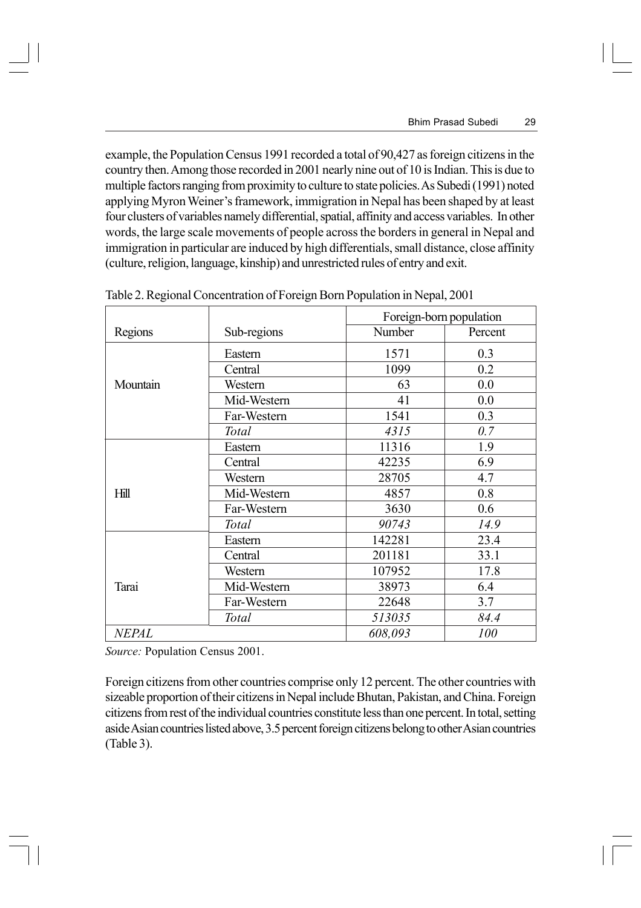example, the Population Census 1991 recorded a total of 90,427 as foreign citizens in the country then. Among those recorded in 2001 nearly nine out of 10 is Indian. This is due to multiple factors ranging from proximity to culture to state policies. As Subedi (1991) noted applying Myron Weiner's framework, immigration in Nepal has been shaped by at least four clusters of variables namely differential, spatial, affinity and access variables. In other words, the large scale movements of people across the borders in general in Nepal and immigration in particular are induced by high differentials, small distance, close affinity (culture, religion, language, kinship) and unrestricted rules of entry and exit.

Table 2. Regional Concentration of Foreign Born Population in Nepal, 2001

| Regions | Sub-regions | Foreign-born population | |
|---|---|---|---|
| | | Number | Percent |
| Mountain | Eastern | 1571 | 0.3 |
| | Central | 1099 | 0.2 |
| | Western | 63 | 0.0 |
| | Mid-Western | 41 | 0.0 |
| | Far-Western | 1541 | 0.3 |
| | *Total* | *4315* | *0.7* |
| Hill | Eastern | 11316 | 1.9 |
| | Central | 42235 | 6.9 |
| | Western | 28705 | 4.7 |
| | Mid-Western | 4857 | 0.8 |
| | Far-Western | 3630 | 0.6 |
| | *Total* | *90743* | *14.9* |
| Tarai | Eastern | 142281 | 23.4 |
| | Central | 201181 | 33.1 |
| | Western | 107952 | 17.8 |
| | Mid-Western | 38973 | 6.4 |
| | Far-Western | 22648 | 3.7 |
| | *Total* | *513035* | *84.4* |
| *NEPAL* | | *608,093* | *100* |

*Source:* Population Census 2001.

Foreign citizens from other countries comprise only 12 percent. The other countries with sizeable proportion of their citizens in Nepal include Bhutan, Pakistan, and China. Foreign citizens from rest of the individual countries constitute less than one percent. In total, setting aside Asian countries listed above, 3.5 percent foreign citizens belong to other Asian countries (Table 3).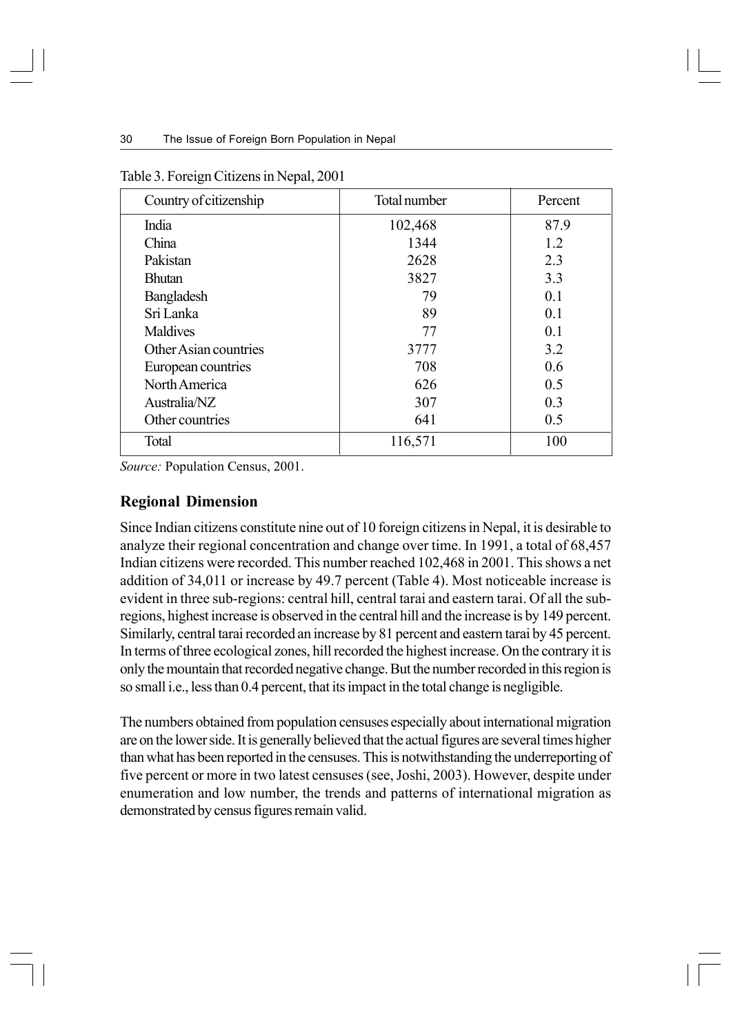Table 3. Foreign Citizens in Nepal, 2001

| Country of citizenship | Total number | Percent |
|---|---|---|
| India | 102,468 | 87.9 |
| China | 1344 | 1.2 |
| Pakistan | 2628 | 2.3 |
| Bhutan | 3827 | 3.3 |
| Bangladesh | 79 | 0.1 |
| Sri Lanka | 89 | 0.1 |
| Maldives | 77 | 0.1 |
| Other Asian countries | 3777 | 3.2 |
| European countries | 708 | 0.6 |
| North America | 626 | 0.5 |
| Australia/NZ | 307 | 0.3 |
| Other countries | 641 | 0.5 |
| Total | 116,571 | 100 |

*Source:* Population Census, 2001.

## Regional Dimension

Since Indian citizens constitute nine out of 10 foreign citizens in Nepal, it is desirable to analyze their regional concentration and change over time. In 1991, a total of 68,457 Indian citizens were recorded. This number reached 102,468 in 2001. This shows a net addition of 34,011 or increase by 49.7 percent (Table 4). Most noticeable increase is evident in three sub-regions: central hill, central tarai and eastern tarai. Of all the sub-regions, highest increase is observed in the central hill and the increase is by 149 percent. Similarly, central tarai recorded an increase by 81 percent and eastern tarai by 45 percent. In terms of three ecological zones, hill recorded the highest increase. On the contrary it is only the mountain that recorded negative change. But the number recorded in this region is so small i.e., less than 0.4 percent, that its impact in the total change is negligible.

The numbers obtained from population censuses especially about international migration are on the lower side. It is generally believed that the actual figures are several times higher than what has been reported in the censuses. This is notwithstanding the underreporting of five percent or more in two latest censuses (see, Joshi, 2003). However, despite under enumeration and low number, the trends and patterns of international migration as demonstrated by census figures remain valid.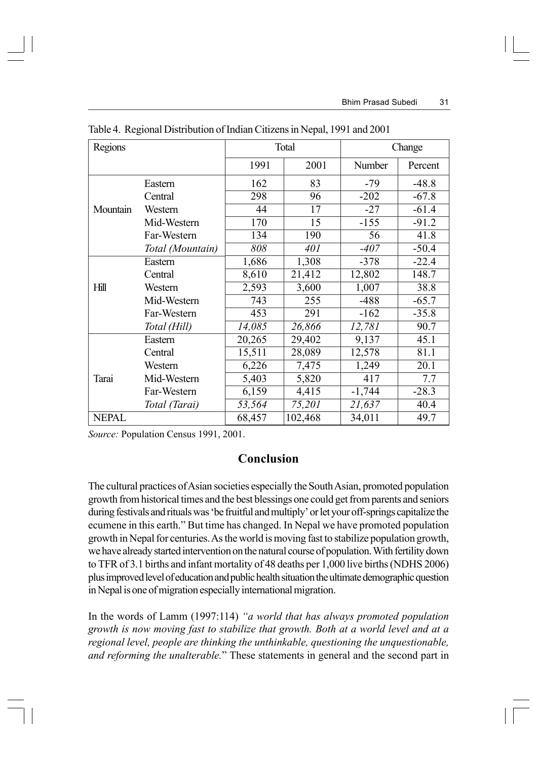Table 4. Regional Distribution of Indian Citizens in Nepal, 1991 and 2001

| Regions | | Total | | Change | |
|---|---|---|---|---|---|
| | | 1991 | 2001 | Number | Percent |
| Mountain | Eastern | 162 | 83 | -79 | -48.8 |
| | Central | 298 | 96 | -202 | -67.8 |
| | Western | 44 | 17 | -27 | -61.4 |
| | Mid-Western | 170 | 15 | -155 | -91.2 |
| | Far-Western | 134 | 190 | 56 | 41.8 |
| | *Total (Mountain)* | *808* | *401* | *-407* | -50.4 |
| Hill | Eastern | 1,686 | 1,308 | -378 | -22.4 |
| | Central | 8,610 | 21,412 | 12,802 | 148.7 |
| | Western | 2,593 | 3,600 | 1,007 | 38.8 |
| | Mid-Western | 743 | 255 | -488 | -65.7 |
| | Far-Western | 453 | 291 | -162 | -35.8 |
| | *Total (Hill)* | *14,085* | *26,866* | *12,781* | 90.7 |
| Tarai | Eastern | 20,265 | 29,402 | 9,137 | 45.1 |
| | Central | 15,511 | 28,089 | 12,578 | 81.1 |
| | Western | 6,226 | 7,475 | 1,249 | 20.1 |
| | Mid-Western | 5,403 | 5,820 | 417 | 7.7 |
| | Far-Western | 6,159 | 4,415 | -1,744 | -28.3 |
| | *Total (Tarai)* | *53,564* | *75,201* | *21,637* | 40.4 |
| NEPAL | | 68,457 | 102,468 | 34,011 | 49.7 |

*Source:* Population Census 1991, 2001.

## Conclusion

The cultural practices of Asian societies especially the South Asian, promoted population growth from historical times and the best blessings one could get from parents and seniors during festivals and rituals was 'be fruitful and multiply' or let your off-springs capitalize the ecumene in this earth." But time has changed. In Nepal we have promoted population growth in Nepal for centuries. As the world is moving fast to stabilize population growth, we have already started intervention on the natural course of population. With fertility down to TFR of 3.1 births and infant mortality of 48 deaths per 1,000 live births (NDHS 2006) plus improved level of education and public health situation the ultimate demographic question in Nepal is one of migration especially international migration.

In the words of Lamm (1997:114) *"a world that has always promoted population growth is now moving fast to stabilize that growth. Both at a world level and at a regional level, people are thinking the unthinkable, questioning the unquestionable, and reforming the unalterable.*" These statements in general and the second part in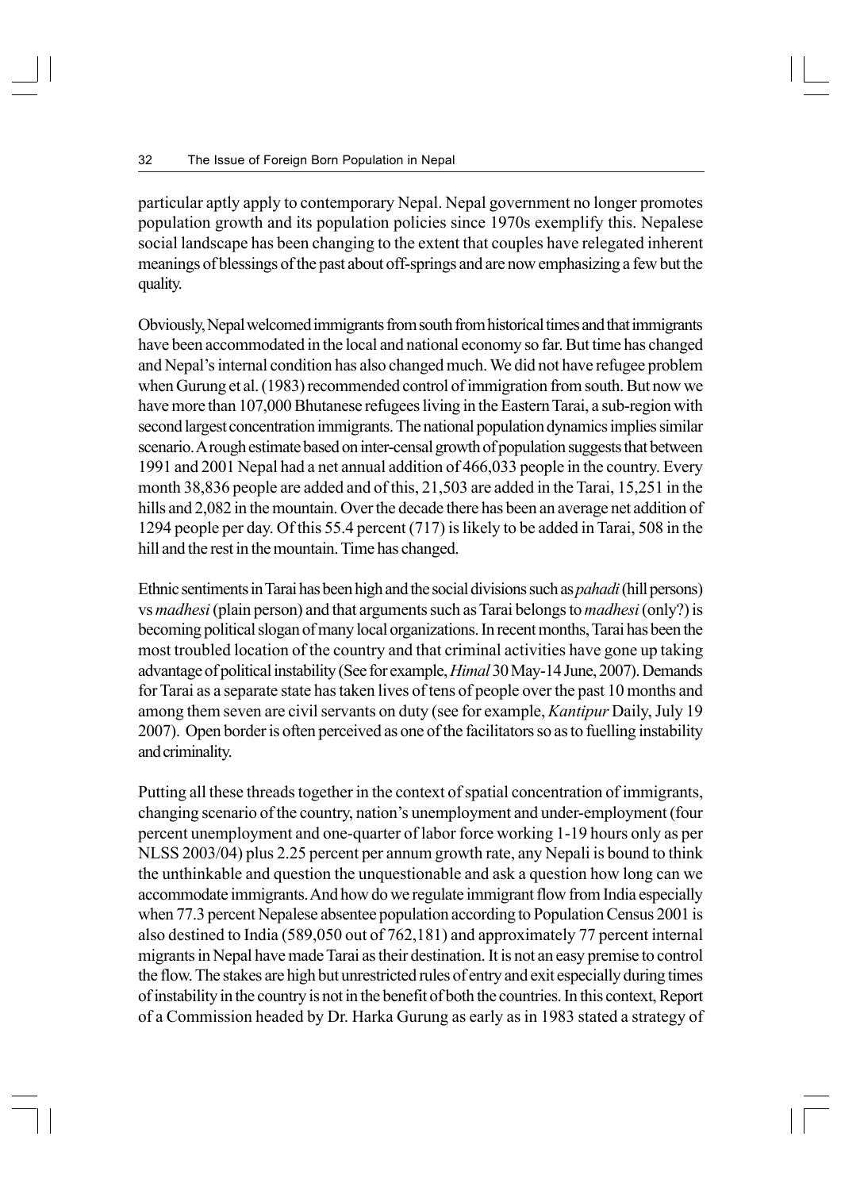particular aptly apply to contemporary Nepal. Nepal government no longer promotes population growth and its population policies since 1970s exemplify this. Nepalese social landscape has been changing to the extent that couples have relegated inherent meanings of blessings of the past about off-springs and are now emphasizing a few but the quality.

Obviously, Nepal welcomed immigrants from south from historical times and that immigrants have been accommodated in the local and national economy so far. But time has changed and Nepal's internal condition has also changed much. We did not have refugee problem when Gurung et al. (1983) recommended control of immigration from south. But now we have more than 107,000 Bhutanese refugees living in the Eastern Tarai, a sub-region with second largest concentration immigrants. The national population dynamics implies similar scenario. A rough estimate based on inter-censal growth of population suggests that between 1991 and 2001 Nepal had a net annual addition of 466,033 people in the country. Every month 38,836 people are added and of this, 21,503 are added in the Tarai, 15,251 in the hills and 2,082 in the mountain. Over the decade there has been an average net addition of 1294 people per day. Of this 55.4 percent (717) is likely to be added in Tarai, 508 in the hill and the rest in the mountain. Time has changed.

Ethnic sentiments in Tarai has been high and the social divisions such as *pahadi* (hill persons) vs *madhesi* (plain person) and that arguments such as Tarai belongs to *madhesi* (only?) is becoming political slogan of many local organizations. In recent months, Tarai has been the most troubled location of the country and that criminal activities have gone up taking advantage of political instability (See for example, *Himal* 30 May-14 June, 2007). Demands for Tarai as a separate state has taken lives of tens of people over the past 10 months and among them seven are civil servants on duty (see for example, *Kantipur* Daily, July 19 2007). Open border is often perceived as one of the facilitators so as to fuelling instability and criminality.

Putting all these threads together in the context of spatial concentration of immigrants, changing scenario of the country, nation's unemployment and under-employment (four percent unemployment and one-quarter of labor force working 1-19 hours only as per NLSS 2003/04) plus 2.25 percent per annum growth rate, any Nepali is bound to think the unthinkable and question the unquestionable and ask a question how long can we accommodate immigrants. And how do we regulate immigrant flow from India especially when 77.3 percent Nepalese absentee population according to Population Census 2001 is also destined to India (589,050 out of 762,181) and approximately 77 percent internal migrants in Nepal have made Tarai as their destination. It is not an easy premise to control the flow. The stakes are high but unrestricted rules of entry and exit especially during times of instability in the country is not in the benefit of both the countries. In this context, Report of a Commission headed by Dr. Harka Gurung as early as in 1983 stated a strategy of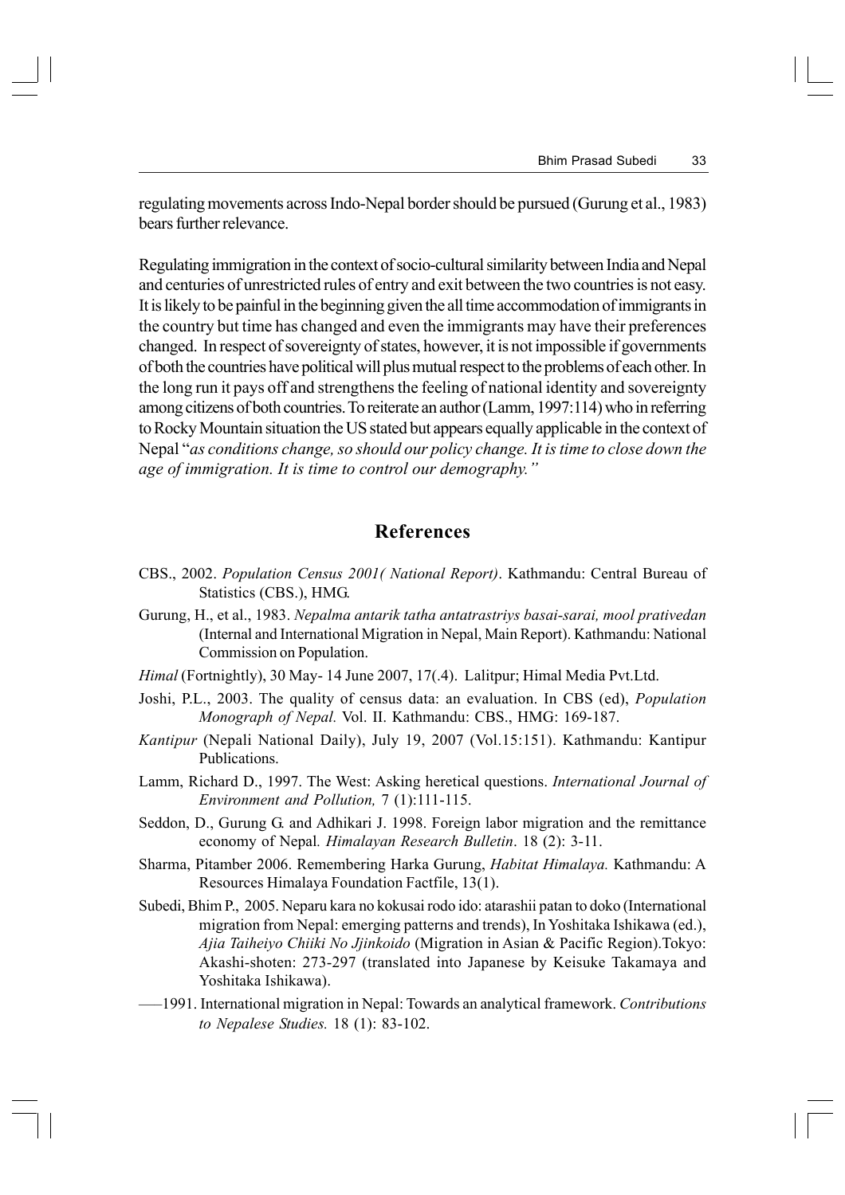regulating movements across Indo-Nepal border should be pursued (Gurung et al., 1983) bears further relevance.

Regulating immigration in the context of socio-cultural similarity between India and Nepal and centuries of unrestricted rules of entry and exit between the two countries is not easy. It is likely to be painful in the beginning given the all time accommodation of immigrants in the country but time has changed and even the immigrants may have their preferences changed. In respect of sovereignty of states, however, it is not impossible if governments of both the countries have political will plus mutual respect to the problems of each other. In the long run it pays off and strengthens the feeling of national identity and sovereignty among citizens of both countries. To reiterate an author (Lamm, 1997:114) who in referring to Rocky Mountain situation the US stated but appears equally applicable in the context of Nepal "*as conditions change, so should our policy change. It is time to close down the age of immigration. It is time to control our demography.*"

## References

CBS., 2002. *Population Census 2001( National Report)*. Kathmandu: Central Bureau of Statistics (CBS.), HMG.

Gurung, H., et al., 1983. *Nepalma antarik tatha antatrastriys basai-sarai, mool prativedan* (Internal and International Migration in Nepal, Main Report). Kathmandu: National Commission on Population.

*Himal* (Fortnightly), 30 May- 14 June 2007, 17(.4). Lalitpur; Himal Media Pvt.Ltd.

Joshi, P.L., 2003. The quality of census data: an evaluation. In CBS (ed), *Population Monograph of Nepal.* Vol. II. Kathmandu: CBS., HMG: 169-187.

*Kantipur* (Nepali National Daily), July 19, 2007 (Vol.15:151). Kathmandu: Kantipur Publications.

Lamm, Richard D., 1997. The West: Asking heretical questions. *International Journal of Environment and Pollution,* 7 (1):111-115.

Seddon, D., Gurung G. and Adhikari J. 1998. Foreign labor migration and the remittance economy of Nepal*. Himalayan Research Bulletin*. 18 (2): 3-11.

Sharma, Pitamber 2006. Remembering Harka Gurung, *Habitat Himalaya.* Kathmandu: A Resources Himalaya Foundation Factfile, 13(1).

Subedi, Bhim P., 2005. Neparu kara no kokusai rodo ido: atarashii patan to doko (International migration from Nepal: emerging patterns and trends), In Yoshitaka Ishikawa (ed.), *Ajia Taiheiyo Chiiki No Jjinkoido* (Migration in Asian & Pacific Region).Tokyo: Akashi-shoten: 273-297 (translated into Japanese by Keisuke Takamaya and Yoshitaka Ishikawa).

—–1991. International migration in Nepal: Towards an analytical framework. *Contributions to Nepalese Studies.* 18 (1): 83-102.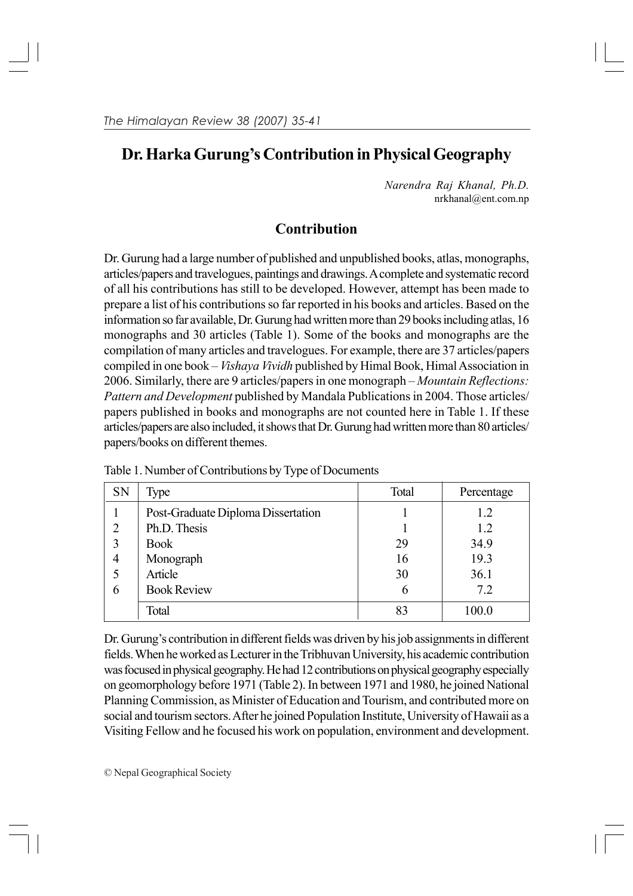# Dr. Harka Gurung's Contribution in Physical Geography

*Narendra Raj Khanal, Ph.D.*
nrkhanal@ent.com.np

## Contribution

Dr. Gurung had a large number of published and unpublished books, atlas, monographs, articles/papers and travelogues, paintings and drawings. A complete and systematic record of all his contributions has still to be developed. However, attempt has been made to prepare a list of his contributions so far reported in his books and articles. Based on the information so far available, Dr. Gurung had written more than 29 books including atlas, 16 monographs and 30 articles (Table 1). Some of the books and monographs are the compilation of many articles and travelogues. For example, there are 37 articles/papers compiled in one book – *Vishaya Vividh* published by Himal Book, Himal Association in 2006. Similarly, there are 9 articles/papers in one monograph – *Mountain Reflections: Pattern and Development* published by Mandala Publications in 2004. Those articles/papers published in books and monographs are not counted here in Table 1. If these articles/papers are also included, it shows that Dr. Gurung had written more than 80 articles/papers/books on different themes.

Table 1. Number of Contributions by Type of Documents

| SN | Type | Total | Percentage |
|---|---|---|---|
| 1 | Post-Graduate Diploma Dissertation | 1 | 1.2 |
| 2 | Ph.D. Thesis | 1 | 1.2 |
| 3 | Book | 29 | 34.9 |
| 4 | Monograph | 16 | 19.3 |
| 5 | Article | 30 | 36.1 |
| 6 | Book Review | 6 | 7.2 |
| | Total | 83 | 100.0 |

Dr. Gurung's contribution in different fields was driven by his job assignments in different fields. When he worked as Lecturer in the Tribhuvan University, his academic contribution was focused in physical geography. He had 12 contributions on physical geography especially on geomorphology before 1971 (Table 2). In between 1971 and 1980, he joined National Planning Commission, as Minister of Education and Tourism, and contributed more on social and tourism sectors. After he joined Population Institute, University of Hawaii as a Visiting Fellow and he focused his work on population, environment and development.

© Nepal Geographical Society